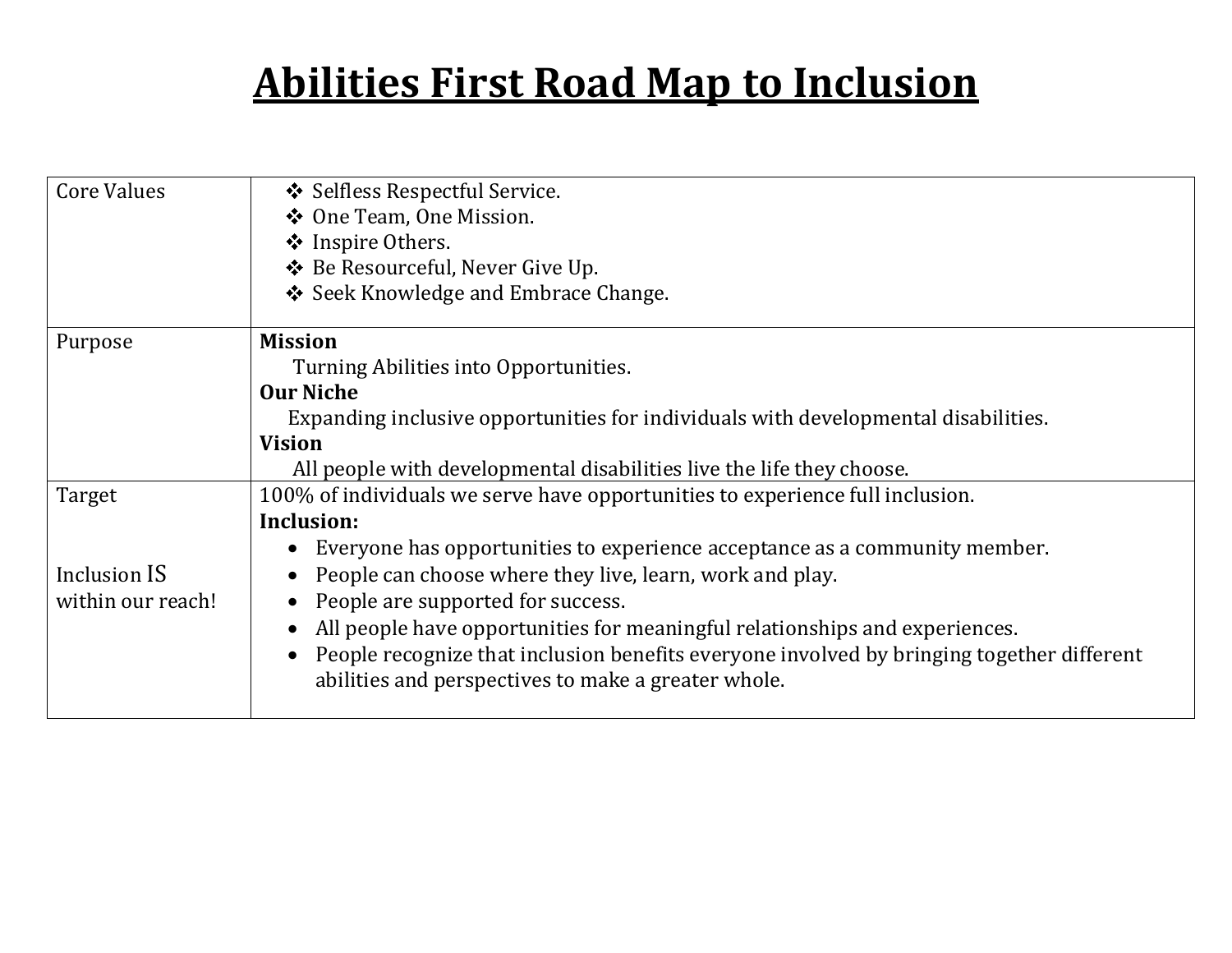# Abilities First Road Map to Inclusion

| | |
|---|---|
| Core Values | ❖ Selfless Respectful Service.<br>❖ One Team, One Mission.<br>❖ Inspire Others.<br>❖ Be Resourceful, Never Give Up.<br>❖ Seek Knowledge and Embrace Change. |
| Purpose | **Mission**<br>Turning Abilities into Opportunities.<br>**Our Niche**<br>Expanding inclusive opportunities for individuals with developmental disabilities.<br>**Vision**<br>All people with developmental disabilities live the life they choose. |
| Target<br><br>Inclusion IS within our reach! | 100% of individuals we serve have opportunities to experience full inclusion.<br>**Inclusion:**<br>• Everyone has opportunities to experience acceptance as a community member.<br>• People can choose where they live, learn, work and play.<br>• People are supported for success.<br>• All people have opportunities for meaningful relationships and experiences.<br>• People recognize that inclusion benefits everyone involved by bringing together different abilities and perspectives to make a greater whole. |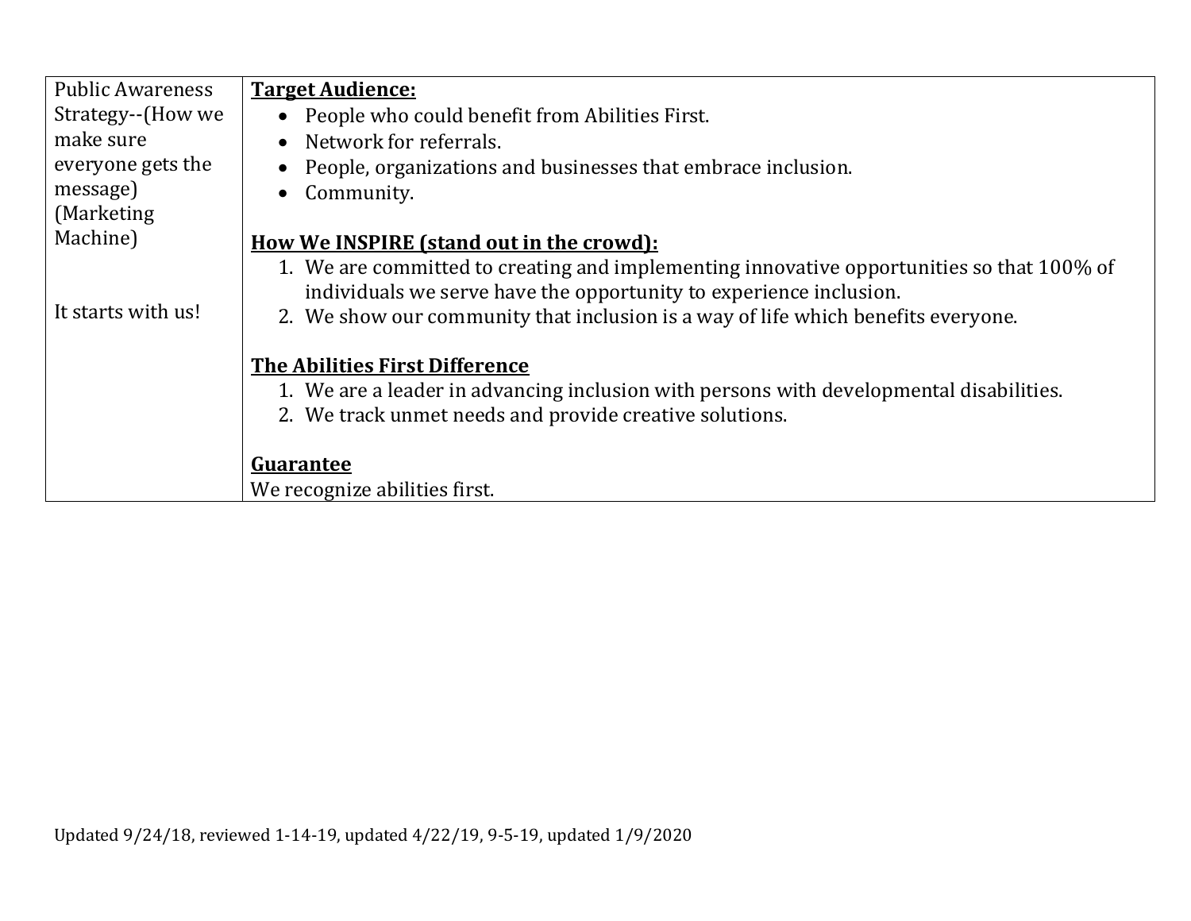| Public Awareness Strategy--(How we make sure everyone gets the message) (Marketing Machine)<br><br>It starts with us! | **Target Audience:**<br>• People who could benefit from Abilities First.<br>• Network for referrals.<br>• People, organizations and businesses that embrace inclusion.<br>• Community.<br><br>**How We INSPIRE (stand out in the crowd):**<br>1. We are committed to creating and implementing innovative opportunities so that 100% of individuals we serve have the opportunity to experience inclusion.<br>2. We show our community that inclusion is a way of life which benefits everyone.<br><br>**The Abilities First Difference**<br>1. We are a leader in advancing inclusion with persons with developmental disabilities.<br>2. We track unmet needs and provide creative solutions.<br><br>**Guarantee**<br>We recognize abilities first. |
|---|---|

Updated 9/24/18, reviewed 1-14-19, updated 4/22/19, 9-5-19, updated 1/9/2020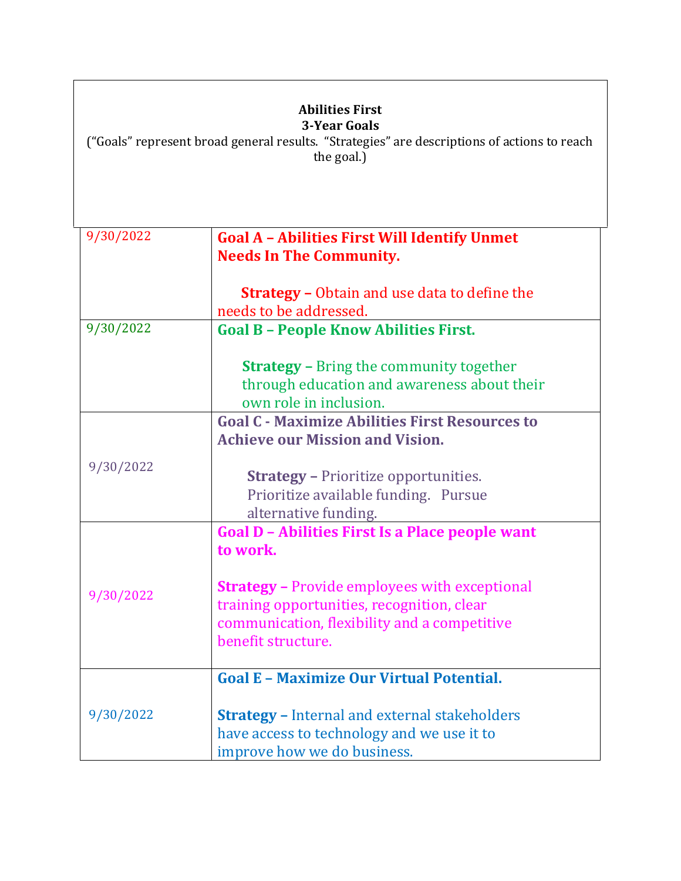**Abilities First**
**3-Year Goals**
(“Goals” represent broad general results. “Strategies” are descriptions of actions to reach the goal.)

| | |
|---|---|
| 9/30/2022 | **Goal A – Abilities First Will Identify Unmet Needs In The Community.**<br><br>**Strategy –** Obtain and use data to define the needs to be addressed. |
| 9/30/2022 | **Goal B – People Know Abilities First.**<br><br>**Strategy –** Bring the community together through education and awareness about their own role in inclusion. |
| 9/30/2022 | **Goal C - Maximize Abilities First Resources to Achieve our Mission and Vision.**<br><br>**Strategy –** Prioritize opportunities. Prioritize available funding. Pursue alternative funding. |
| 9/30/2022 | **Goal D – Abilities First Is a Place people want to work.**<br><br>**Strategy –** Provide employees with exceptional training opportunities, recognition, clear communication, flexibility and a competitive benefit structure. |
| 9/30/2022 | **Goal E – Maximize Our Virtual Potential.**<br><br>**Strategy –** Internal and external stakeholders have access to technology and we use it to improve how we do business. |